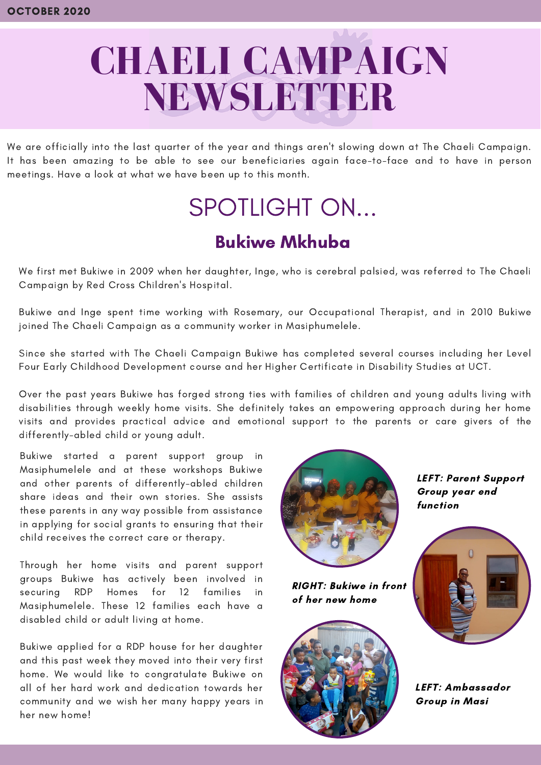OCTOBER 2020

# CHAELI CAMPAIGN NEWSLETTER

We are officially into the last quarter of the year and things aren't slowing down at The Chaeli Campaign. It has been amazing to be able to see our beneficiaries again face-to-face and to have in person meetings. Have a look at what we have been up to this month.

## SPOTLIGHT ON...

### Bukiwe Mkhuba

We first met Bukiwe in 2009 when her daughter, Inge, who is cerebral palsied, was referred to The Chaeli Campaign by Red Cross Children's Hospital.

Bukiwe and Inge spent time working with Rosemary, our Occupational Therapist, and in 2010 Bukiwe joined The Chaeli Campaign as a community worker in Masiphumelele.

Since she started with The Chaeli Campaign Bukiwe has completed several courses including her Level Four Early Childhood Development course and her Higher Certificate in Disability Studies at UCT.

Over the past years Bukiwe has forged strong ties with families of children and young adults living with disabilities through weekly home visits. She definitely takes an empowering approach during her home visits and provides practical advice and emotional support to the parents or care givers of the differently-abled child or young adult.

Bukiwe started a parent support group in Masiphumelele and at these workshops Bukiwe and other parents of differently-abled children share ideas and their own stories. She assists these parents in any way possible from assistance in applying for social grants to ensuring that their child receives the correct care or therapy.

Through her home visits and parent support groups Bukiwe has actively been involved in securing RDP Homes for 12 families in Masiphumelele. These 12 families each have a disabled child or adult living at home.

Bukiwe applied for a RDP house for her daughter and this past week they moved into their very first home. We would like to congratulate Bukiwe on all of her hard work and dedication towards her community and we wish her many happy years in her new home!

***LEFT: Parent Support Group year end function***

***RIGHT: Bukiwe in front of her new home***

***LEFT: Ambassador Group in Masi***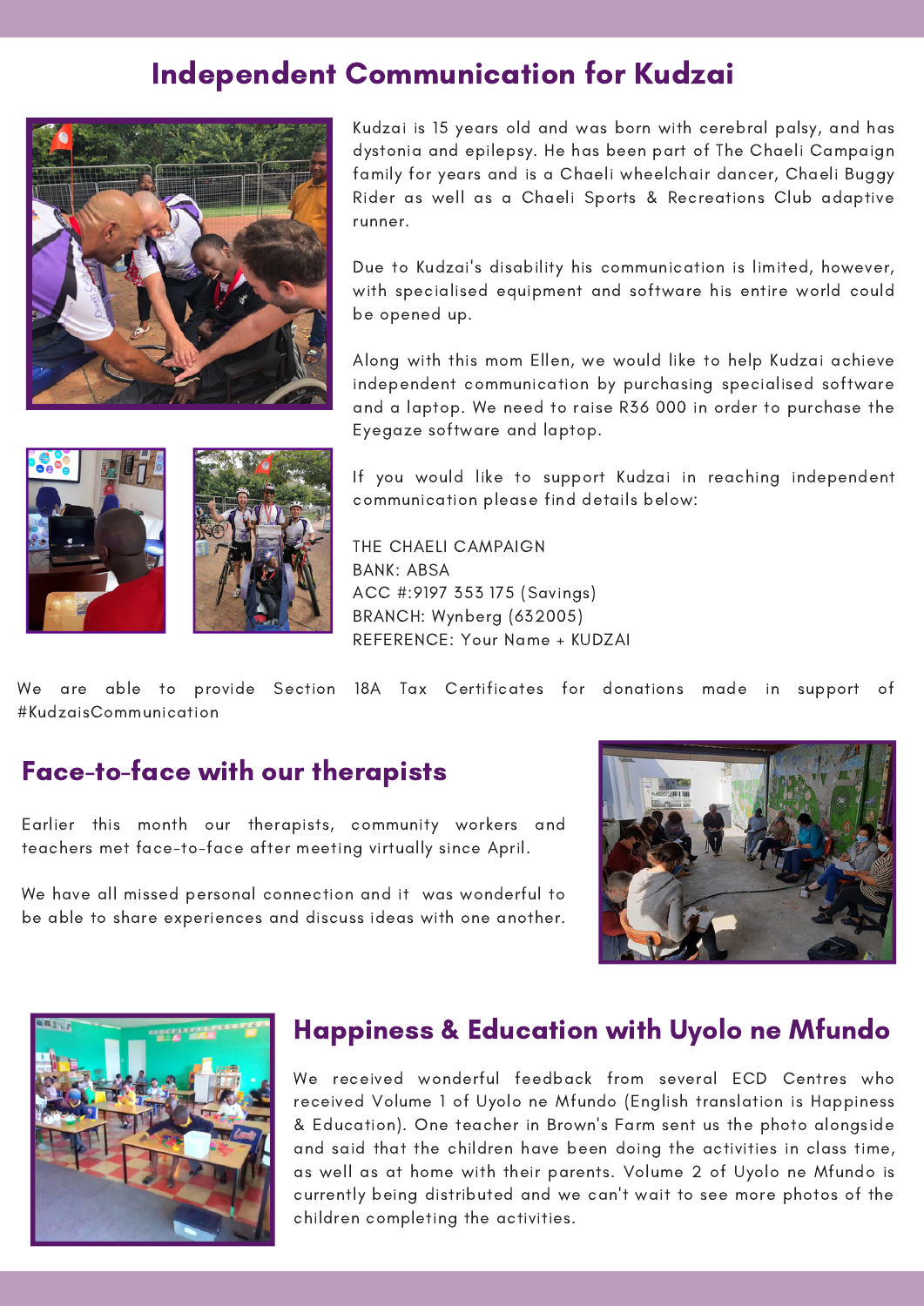## Independent Communication for Kudzai

Kudzai is 15 years old and was born with cerebral palsy, and has dystonia and epilepsy. He has been part of The Chaeli Campaign family for years and is a Chaeli wheelchair dancer, Chaeli Buggy Rider as well as a Chaeli Sports & Recreations Club adaptive runner.

Due to Kudzai's disability his communication is limited, however, with specialised equipment and software his entire world could be opened up.

Along with this mom Ellen, we would like to help Kudzai achieve independent communication by purchasing specialised software and a laptop. We need to raise R36 000 in order to purchase the Eyegaze software and laptop.

If you would like to support Kudzai in reaching independent communication please find details below:

THE CHAELI CAMPAIGN
BANK: ABSA
ACC #:9197 353 175 (Savings)
BRANCH: Wynberg (632005)
REFERENCE: Your Name + KUDZAI

We are able to provide Section 18A Tax Certificates for donations made in support of #KudzaisCommunication

## Face-to-face with our therapists

Earlier this month our therapists, community workers and teachers met face-to-face after meeting virtually since April.

We have all missed personal connection and it was wonderful to be able to share experiences and discuss ideas with one another.

## Happiness & Education with Uyolo ne Mfundo

We received wonderful feedback from several ECD Centres who received Volume 1 of Uyolo ne Mfundo (English translation is Happiness & Education). One teacher in Brown's Farm sent us the photo alongside and said that the children have been doing the activities in class time, as well as at home with their parents. Volume 2 of Uyolo ne Mfundo is currently being distributed and we can't wait to see more photos of the children completing the activities.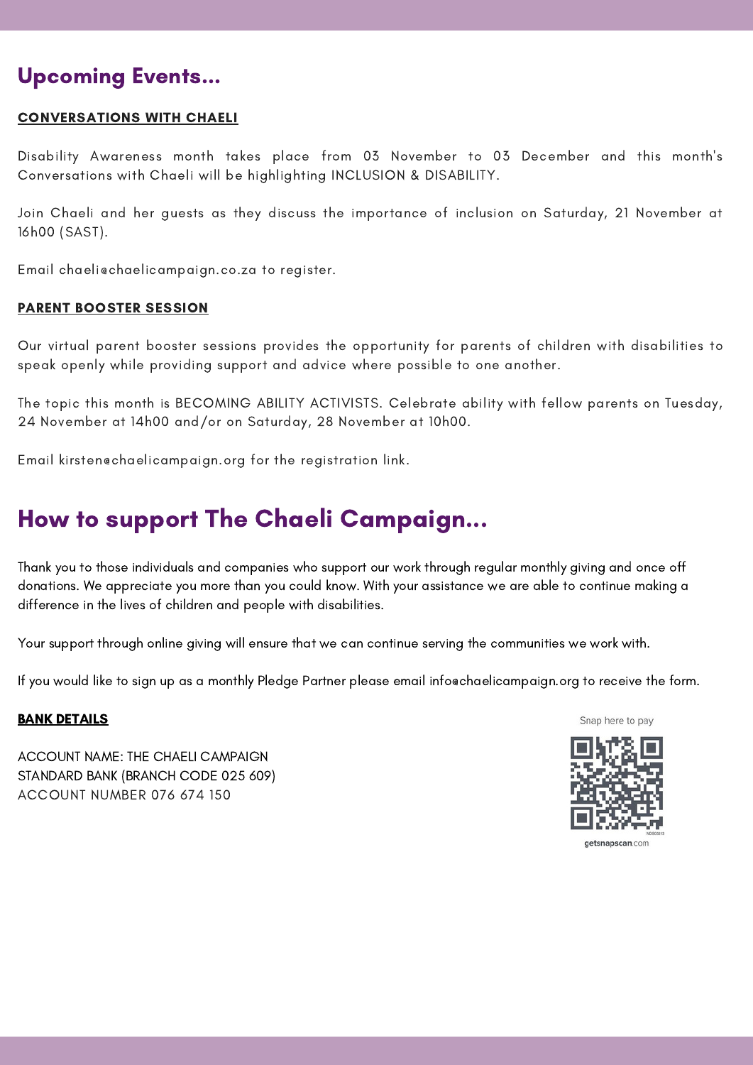## Upcoming Events...

**CONVERSATIONS WITH CHAELI**

Disability Awareness month takes place from 03 November to 03 December and this month's Conversations with Chaeli will be highlighting INCLUSION & DISABILITY.

Join Chaeli and her guests as they discuss the importance of inclusion on Saturday, 21 November at 16h00 (SAST).

Email chaeli@chaelicampaign.co.za to register.

**PARENT BOOSTER SESSION**

Our virtual parent booster sessions provides the opportunity for parents of children with disabilities to speak openly while providing support and advice where possible to one another.

The topic this month is BECOMING ABILITY ACTIVISTS. Celebrate ability with fellow parents on Tuesday, 24 November at 14h00 and/or on Saturday, 28 November at 10h00.

Email kirsten@chaelicampaign.org for the registration link.

## How to support The Chaeli Campaign...

Thank you to those individuals and companies who support our work through regular monthly giving and once off donations. We appreciate you more than you could know. With your assistance we are able to continue making a difference in the lives of children and people with disabilities.

Your support through online giving will ensure that we can continue serving the communities we work with.

If you would like to sign up as a monthly Pledge Partner please email info@chaelicampaign.org to receive the form.

**BANK DETAILS**

ACCOUNT NAME: THE CHAELI CAMPAIGN
STANDARD BANK (BRANCH CODE 025 609)
ACCOUNT NUMBER 076 674 150

Snap here to pay

getsnapscan.com